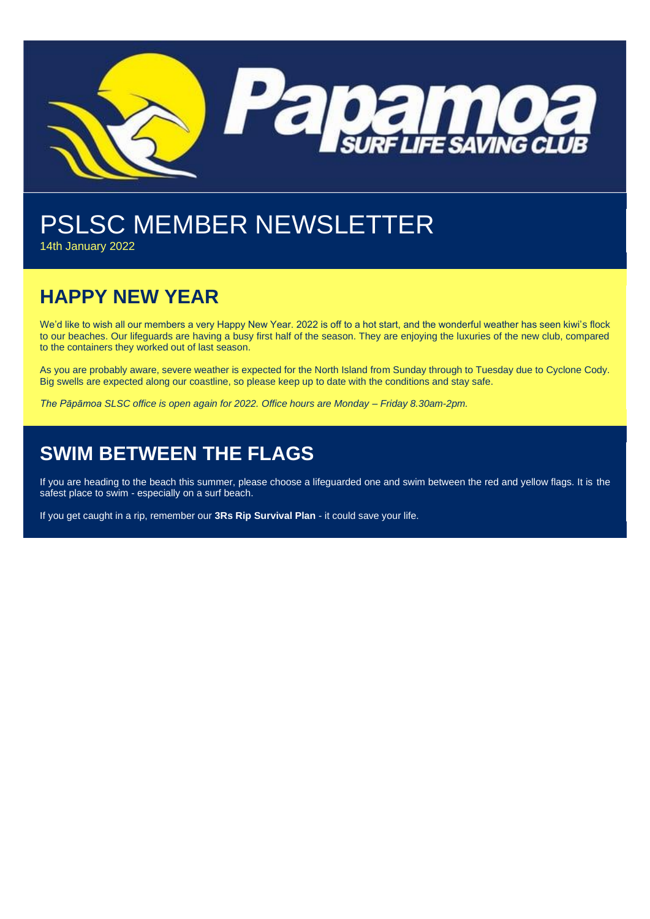# PSLSC MEMBER NEWSLETTER

14th January 2022

## HAPPY NEW YEAR

We'd like to wish all our members a very Happy New Year. 2022 is off to a hot start, and the wonderful weather has seen kiwi's flock to our beaches. Our lifeguards are having a busy first half of the season. They are enjoying the luxuries of the new club, compared to the containers they worked out of last season.

As you are probably aware, severe weather is expected for the North Island from Sunday through to Tuesday due to Cyclone Cody. Big swells are expected along our coastline, so please keep up to date with the conditions and stay safe.

*The Pāpāmoa SLSC office is open again for 2022. Office hours are Monday – Friday 8.30am-2pm.*

## SWIM BETWEEN THE FLAGS

If you are heading to the beach this summer, please choose a lifeguarded one and swim between the red and yellow flags. It is the safest place to swim - especially on a surf beach.

If you get caught in a rip, remember our **3Rs Rip Survival Plan** - it could save your life.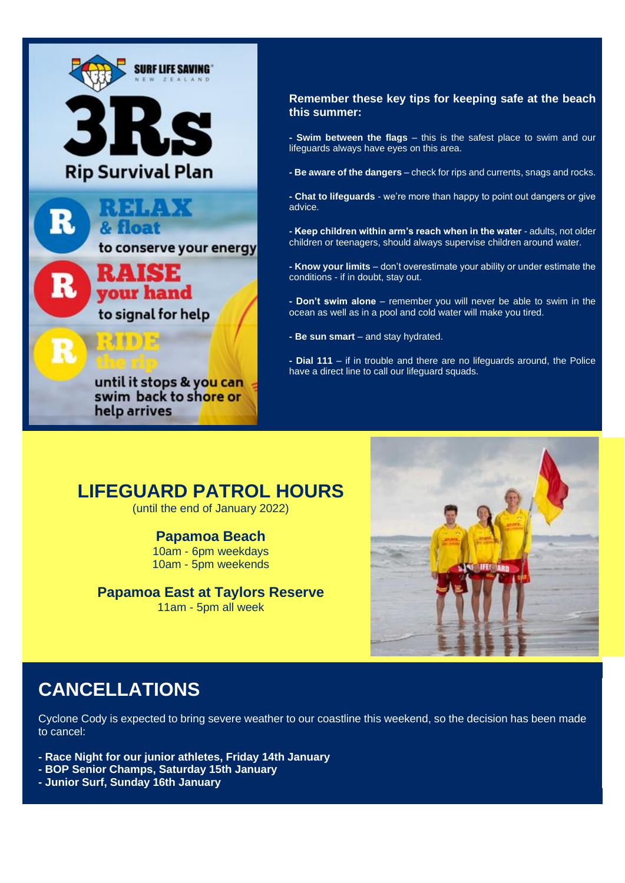# 3Rs

## Rip Survival Plan

**RELAX & float** to conserve your energy

**RAISE your hand** to signal for help

**RIDE the rip** until it stops & you can swim back to shore or help arrives

**Remember these key tips for keeping safe at the beach this summer:**

- **Swim between the flags** – this is the safest place to swim and our lifeguards always have eyes on this area.
- **Be aware of the dangers** – check for rips and currents, snags and rocks.
- **Chat to lifeguards** - we're more than happy to point out dangers or give advice.
- **Keep children within arm's reach when in the water** - adults, not older children or teenagers, should always supervise children around water.
- **Know your limits** – don't overestimate your ability or under estimate the conditions - if in doubt, stay out.
- **Don't swim alone** – remember you will never be able to swim in the ocean as well as in a pool and cold water will make you tired.
- **Be sun smart** – and stay hydrated.
- **Dial 111** – if in trouble and there are no lifeguards around, the Police have a direct line to call our lifeguard squads.

## LIFEGUARD PATROL HOURS

(until the end of January 2022)

**Papamoa Beach**
10am - 6pm weekdays
10am - 5pm weekends

**Papamoa East at Taylors Reserve**
11am - 5pm all week

## CANCELLATIONS

Cyclone Cody is expected to bring severe weather to our coastline this weekend, so the decision has been made to cancel:

- **Race Night for our junior athletes, Friday 14th January**
- **BOP Senior Champs, Saturday 15th January**
- **Junior Surf, Sunday 16th January**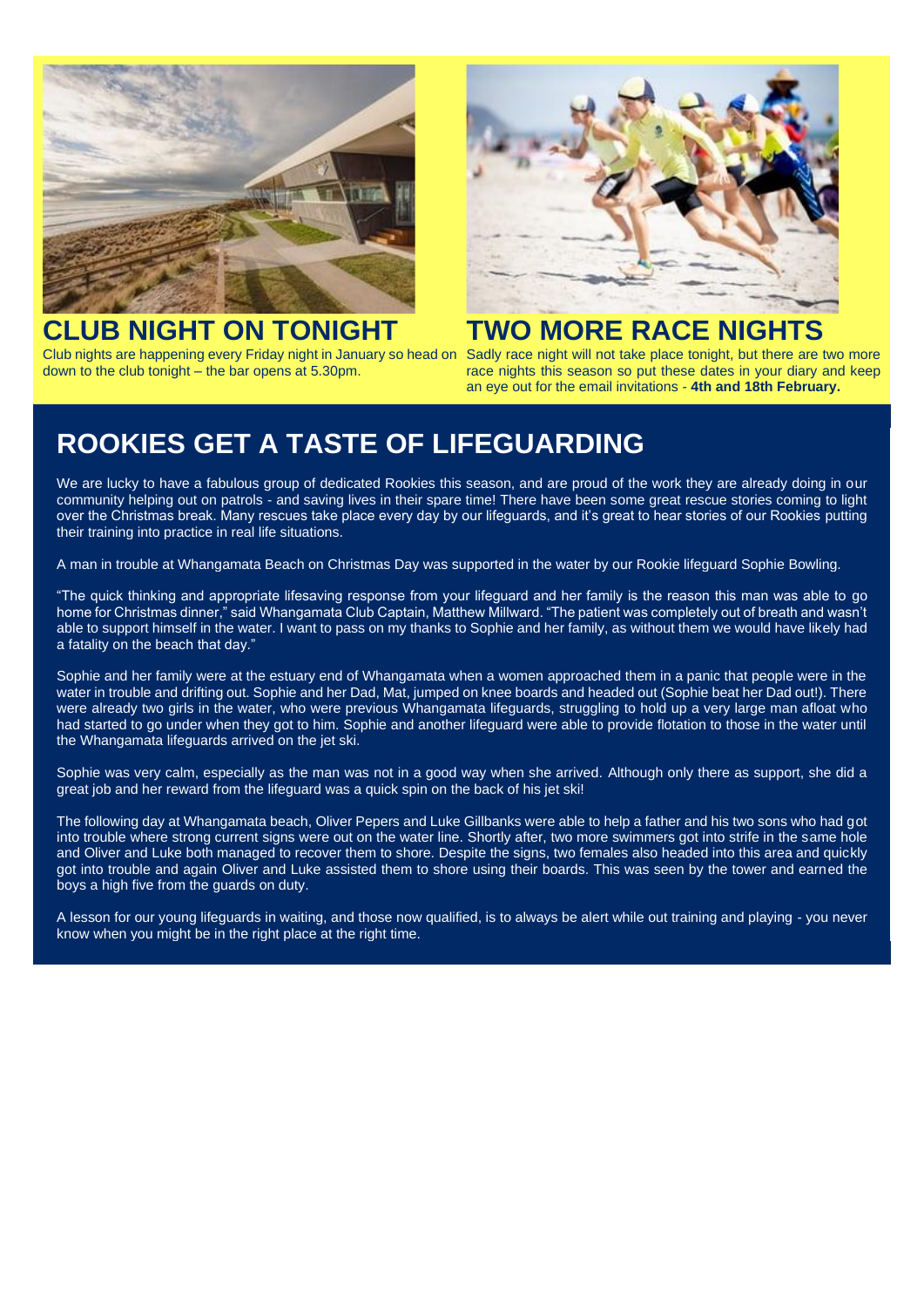## CLUB NIGHT ON TONIGHT

Club nights are happening every Friday night in January so head on down to the club tonight – the bar opens at 5.30pm.

## TWO MORE RACE NIGHTS

Sadly race night will not take place tonight, but there are two more race nights this season so put these dates in your diary and keep an eye out for the email invitations - **4th and 18th February.**

## ROOKIES GET A TASTE OF LIFEGUARDING

We are lucky to have a fabulous group of dedicated Rookies this season, and are proud of the work they are already doing in our community helping out on patrols - and saving lives in their spare time! There have been some great rescue stories coming to light over the Christmas break. Many rescues take place every day by our lifeguards, and it's great to hear stories of our Rookies putting their training into practice in real life situations.

A man in trouble at Whangamata Beach on Christmas Day was supported in the water by our Rookie lifeguard Sophie Bowling.

"The quick thinking and appropriate lifesaving response from your lifeguard and her family is the reason this man was able to go home for Christmas dinner," said Whangamata Club Captain, Matthew Millward. "The patient was completely out of breath and wasn't able to support himself in the water. I want to pass on my thanks to Sophie and her family, as without them we would have likely had a fatality on the beach that day."

Sophie and her family were at the estuary end of Whangamata when a women approached them in a panic that people were in the water in trouble and drifting out. Sophie and her Dad, Mat, jumped on knee boards and headed out (Sophie beat her Dad out!). There were already two girls in the water, who were previous Whangamata lifeguards, struggling to hold up a very large man afloat who had started to go under when they got to him. Sophie and another lifeguard were able to provide flotation to those in the water until the Whangamata lifeguards arrived on the jet ski.

Sophie was very calm, especially as the man was not in a good way when she arrived. Although only there as support, she did a great job and her reward from the lifeguard was a quick spin on the back of his jet ski!

The following day at Whangamata beach, Oliver Pepers and Luke Gillbanks were able to help a father and his two sons who had got into trouble where strong current signs were out on the water line. Shortly after, two more swimmers got into strife in the same hole and Oliver and Luke both managed to recover them to shore. Despite the signs, two females also headed into this area and quickly got into trouble and again Oliver and Luke assisted them to shore using their boards. This was seen by the tower and earned the boys a high five from the guards on duty.

A lesson for our young lifeguards in waiting, and those now qualified, is to always be alert while out training and playing - you never know when you might be in the right place at the right time.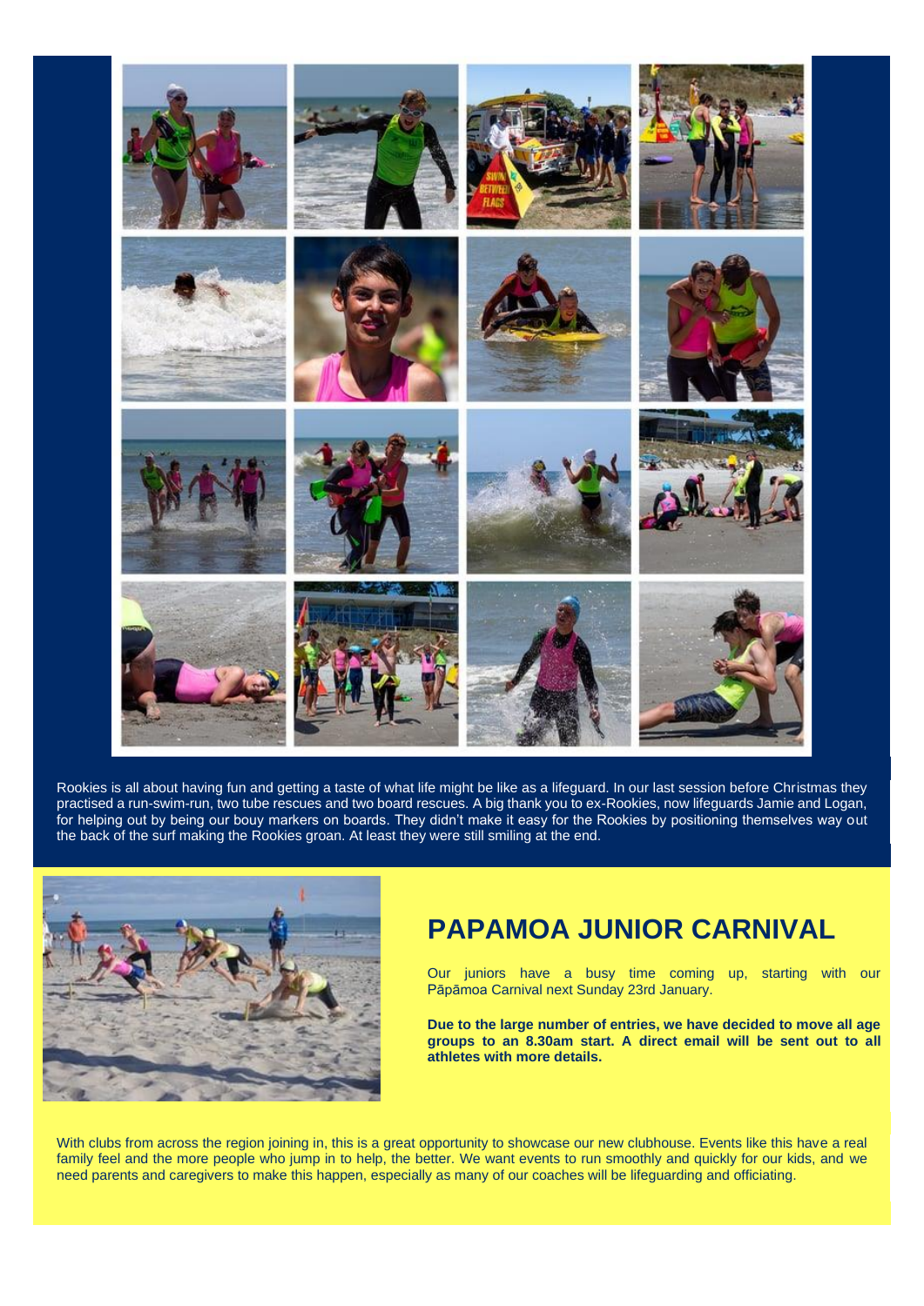Rookies is all about having fun and getting a taste of what life might be like as a lifeguard. In our last session before Christmas they practised a run-swim-run, two tube rescues and two board rescues. A big thank you to ex-Rookies, now lifeguards Jamie and Logan, for helping out by being our bouy markers on boards. They didn't make it easy for the Rookies by positioning themselves way out the back of the surf making the Rookies groan. At least they were still smiling at the end.

## PAPAMOA JUNIOR CARNIVAL

Our juniors have a busy time coming up, starting with our Pāpāmoa Carnival next Sunday 23rd January.

**Due to the large number of entries, we have decided to move all age groups to an 8.30am start. A direct email will be sent out to all athletes with more details.**

With clubs from across the region joining in, this is a great opportunity to showcase our new clubhouse. Events like this have a real family feel and the more people who jump in to help, the better. We want events to run smoothly and quickly for our kids, and we need parents and caregivers to make this happen, especially as many of our coaches will be lifeguarding and officiating.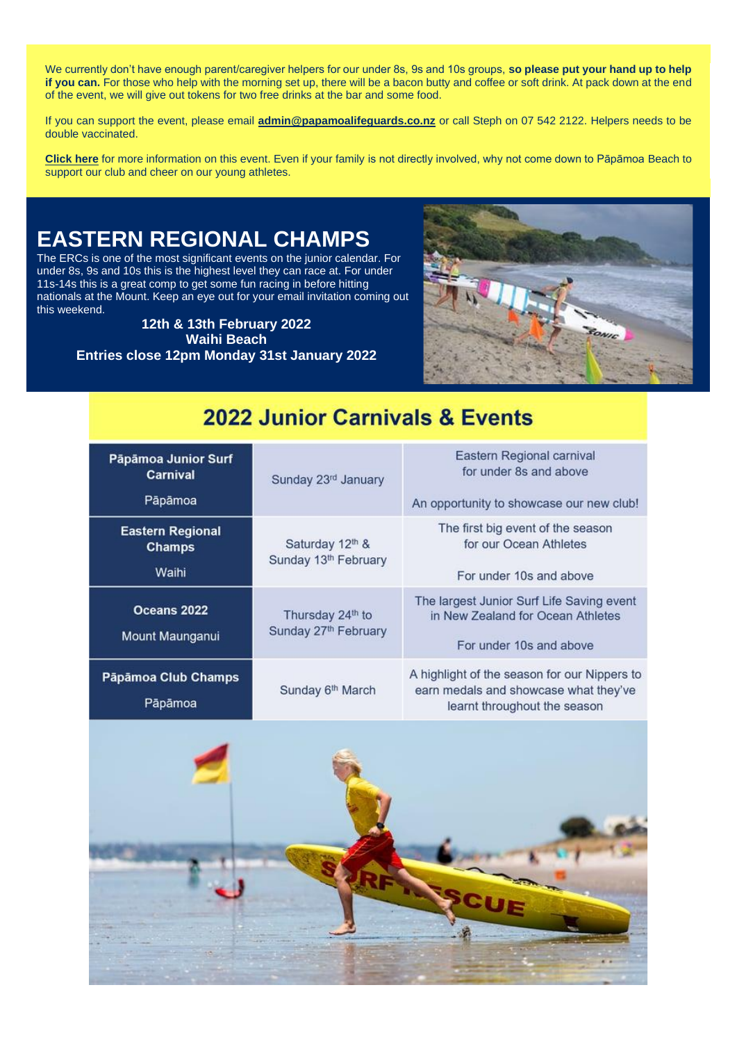We currently don't have enough parent/caregiver helpers for our under 8s, 9s and 10s groups, **so please put your hand up to help if you can.** For those who help with the morning set up, there will be a bacon butty and coffee or soft drink. At pack down at the end of the event, we will give out tokens for two free drinks at the bar and some food.

If you can support the event, please email **admin@papamoalifeguards.co.nz** or call Steph on 07 542 2122. Helpers needs to be double vaccinated.

**Click here** for more information on this event. Even if your family is not directly involved, why not come down to Pāpāmoa Beach to support our club and cheer on our young athletes.

# EASTERN REGIONAL CHAMPS

The ERCs is one of the most significant events on the junior calendar. For under 8s, 9s and 10s this is the highest level they can race at. For under 11s-14s this is a great comp to get some fun racing in before hitting nationals at the Mount. Keep an eye out for your email invitation coming out this weekend.

**12th & 13th February 2022**
**Waihi Beach**
**Entries close 12pm Monday 31st January 2022**

## 2022 Junior Carnivals & Events

| Event | Date | Details |
|---|---|---|
| **Pāpāmoa Junior Surf Carnival** Pāpāmoa | Sunday 23rd January | Eastern Regional carnival for under 8s and above. An opportunity to showcase our new club! |
| **Eastern Regional Champs** Waihi | Saturday 12th & Sunday 13th February | The first big event of the season for our Ocean Athletes. For under 10s and above |
| **Oceans 2022** Mount Maunganui | Thursday 24th to Sunday 27th February | The largest Junior Surf Life Saving event in New Zealand for Ocean Athletes. For under 10s and above |
| **Pāpāmoa Club Champs** Pāpāmoa | Sunday 6th March | A highlight of the season for our Nippers to earn medals and showcase what they've learnt throughout the season |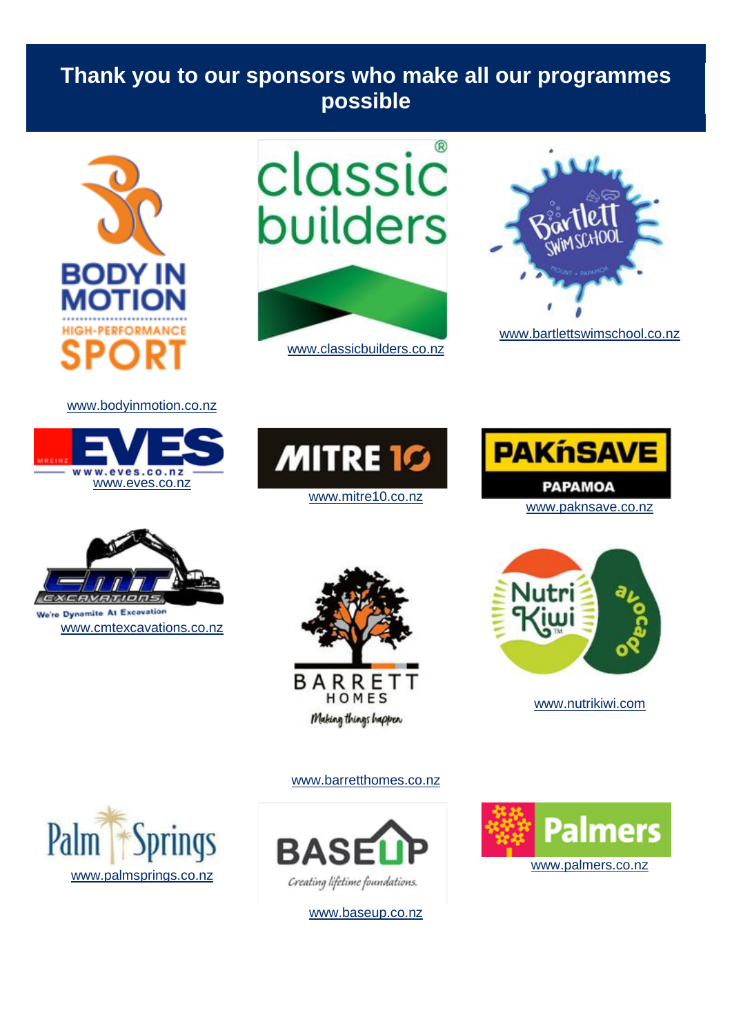# Thank you to our sponsors who make all our programmes possible

BODY IN MOTION HIGH-PERFORMANCE SPORT

www.bodyinmotion.co.nz

classic builders

www.classicbuilders.co.nz

Bartlett SWIM SCHOOL MOUNT • PAPAMOA

www.bartlettswimschool.co.nz

EVES www.eves.co.nz

www.eves.co.nz

MITRE 10

www.mitre10.co.nz

PAKnSAVE PAPAMOA

www.paknsave.co.nz

CMT EXCAVATIONS We're Dynamite At Excavation

www.cmtexcavations.co.nz

BARRETT HOMES Making things happen

www.barretthomes.co.nz

Nutri Kiwi avocado

www.nutrikiwi.com

Palm Springs

www.palmsprings.co.nz

BASEUP Creating lifetime foundations.

www.baseup.co.nz

Palmers

www.palmers.co.nz